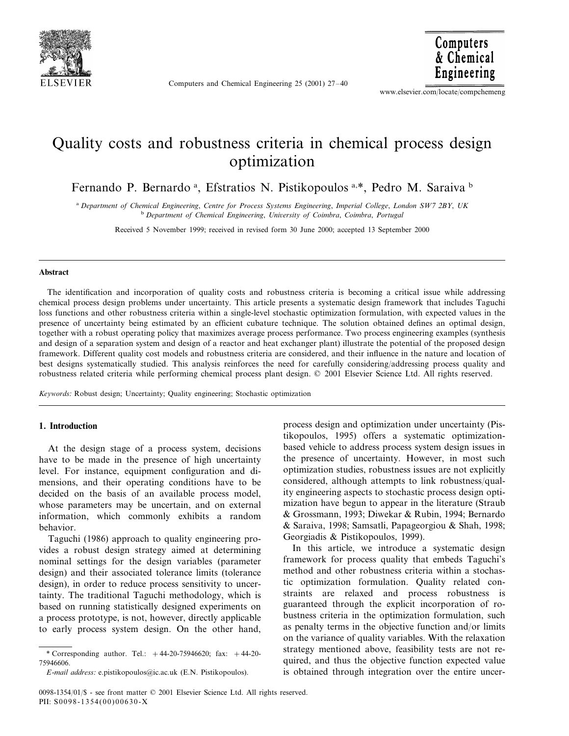# Quality costs and robustness criteria in chemical process design optimization

Fernando P. Bernardo [a], Efstratios N. Pistikopoulos [a,*], Pedro M. Saraiva [b]

[a] *Department of Chemical Engineering, Centre for Process Systems Engineering, Imperial College, London SW7 2BY, UK*
[b] *Department of Chemical Engineering, University of Coimbra, Coimbra, Portugal*

Received 5 November 1999; received in revised form 30 June 2000; accepted 13 September 2000

## Abstract

The identification and incorporation of quality costs and robustness criteria is becoming a critical issue while addressing chemical process design problems under uncertainty. This article presents a systematic design framework that includes Taguchi loss functions and other robustness criteria within a single-level stochastic optimization formulation, with expected values in the presence of uncertainty being estimated by an efficient cubature technique. The solution obtained defines an optimal design, together with a robust operating policy that maximizes average process performance. Two process engineering examples (synthesis and design of a separation system and design of a reactor and heat exchanger plant) illustrate the potential of the proposed design framework. Different quality cost models and robustness criteria are considered, and their influence in the nature and location of best designs systematically studied. This analysis reinforces the need for carefully considering/addressing process quality and robustness related criteria while performing chemical process plant design. © 2001 Elsevier Science Ltd. All rights reserved.

*Keywords:* Robust design; Uncertainty; Quality engineering; Stochastic optimization

## 1. Introduction

At the design stage of a process system, decisions have to be made in the presence of high uncertainty level. For instance, equipment configuration and dimensions, and their operating conditions have to be decided on the basis of an available process model, whose parameters may be uncertain, and on external information, which commonly exhibits a random behavior.

Taguchi (1986) approach to quality engineering provides a robust design strategy aimed at determining nominal settings for the design variables (parameter design) and their associated tolerance limits (tolerance design), in order to reduce process sensitivity to uncertainty. The traditional Taguchi methodology, which is based on running statistically designed experiments on a process prototype, is not, however, directly applicable to early process system design. On the other hand, process design and optimization under uncertainty (Pistikopoulos, 1995) offers a systematic optimization-based vehicle to address process system design issues in the presence of uncertainty. However, in most such optimization studies, robustness issues are not explicitly considered, although attempts to link robustness/quality engineering aspects to stochastic process design optimization have begun to appear in the literature (Straub & Grossmann, 1993; Diwekar & Rubin, 1994; Bernardo & Saraiva, 1998; Samsatli, Papageorgiou & Shah, 1998; Georgiadis & Pistikopoulos, 1999).

In this article, we introduce a systematic design framework for process quality that embeds Taguchi's method and other robustness criteria within a stochastic optimization formulation. Quality related constraints are relaxed and process robustness is guaranteed through the explicit incorporation of robustness criteria in the optimization formulation, such as penalty terms in the objective function and/or limits on the variance of quality variables. With the relaxation strategy mentioned above, feasibility tests are not required, and thus the objective function expected value is obtained through integration over the entire uncer-

\* Corresponding author. Tel.: +44-20-75946620; fax: +44-20-75946606.

*E-mail address:* e.pistikopoulos@ic.ac.uk (E.N. Pistikopoulos).

0098-1354/01/$ - see front matter © 2001 Elsevier Science Ltd. All rights reserved.
PII: S0098-1354(00)00630-X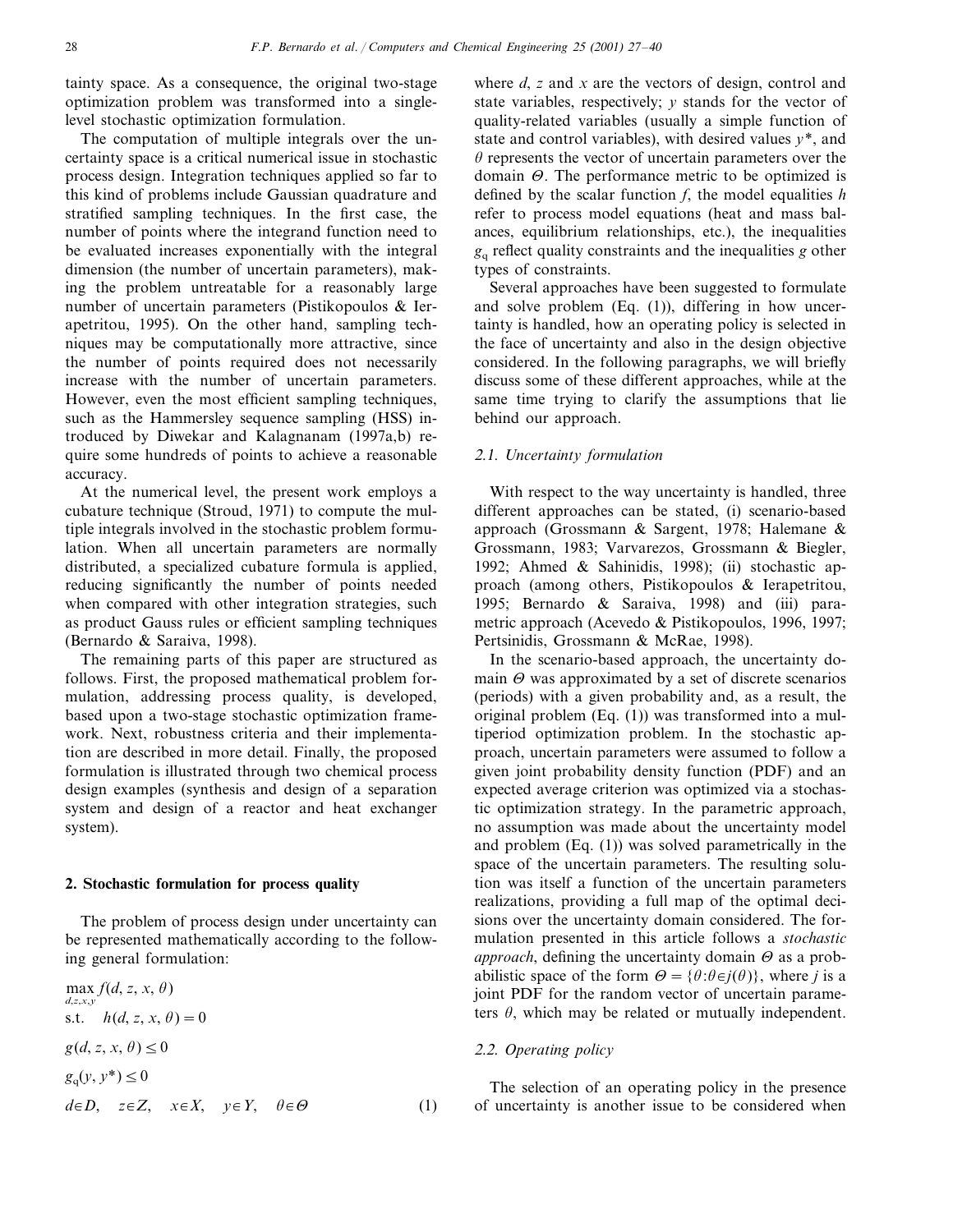tainty space. As a consequence, the original two-stage optimization problem was transformed into a single-level stochastic optimization formulation.

The computation of multiple integrals over the uncertainty space is a critical numerical issue in stochastic process design. Integration techniques applied so far to this kind of problems include Gaussian quadrature and stratified sampling techniques. In the first case, the number of points where the integrand function need to be evaluated increases exponentially with the integral dimension (the number of uncertain parameters), making the problem untreatable for a reasonably large number of uncertain parameters (Pistikopoulos & Ierapetritou, 1995). On the other hand, sampling techniques may be computationally more attractive, since the number of points required does not necessarily increase with the number of uncertain parameters. However, even the most efficient sampling techniques, such as the Hammersley sequence sampling (HSS) introduced by Diwekar and Kalagnanam (1997a,b) require some hundreds of points to achieve a reasonable accuracy.

At the numerical level, the present work employs a cubature technique (Stroud, 1971) to compute the multiple integrals involved in the stochastic problem formulation. When all uncertain parameters are normally distributed, a specialized cubature formula is applied, reducing significantly the number of points needed when compared with other integration strategies, such as product Gauss rules or efficient sampling techniques (Bernardo & Saraiva, 1998).

The remaining parts of this paper are structured as follows. First, the proposed mathematical problem formulation, addressing process quality, is developed, based upon a two-stage stochastic optimization framework. Next, robustness criteria and their implementation are described in more detail. Finally, the proposed formulation is illustrated through two chemical process design examples (synthesis and design of a separation system and design of a reactor and heat exchanger system).

## 2. Stochastic formulation for process quality

The problem of process design under uncertainty can be represented mathematically according to the following general formulation:

$$
\begin{aligned}
&\max_{d,z,x,y} f(d, z, x, \theta) \\
&\text{s.t.} \quad h(d, z, x, \theta) = 0 \\
&g(d, z, x, \theta) \leq 0 \\
&g_q(y, y^*) \leq 0 \\
&d \in D, \quad z \in Z, \quad x \in X, \quad y \in Y, \quad \theta \in \Theta
\end{aligned} \tag{1}
$$

where $d$, $z$ and $x$ are the vectors of design, control and state variables, respectively; $y$ stands for the vector of quality-related variables (usually a simple function of state and control variables), with desired values $y^*$, and $\theta$ represents the vector of uncertain parameters over the domain $\Theta$. The performance metric to be optimized is defined by the scalar function $f$, the model equalities $h$ refer to process model equations (heat and mass balances, equilibrium relationships, etc.), the inequalities $g_q$ reflect quality constraints and the inequalities $g$ other types of constraints.

Several approaches have been suggested to formulate and solve problem (Eq. (1)), differing in how uncertainty is handled, how an operating policy is selected in the face of uncertainty and also in the design objective considered. In the following paragraphs, we will briefly discuss some of these different approaches, while at the same time trying to clarify the assumptions that lie behind our approach.

### 2.1. Uncertainty formulation

With respect to the way uncertainty is handled, three different approaches can be stated, (i) scenario-based approach (Grossmann & Sargent, 1978; Halemane & Grossmann, 1983; Varvarezos, Grossmann & Biegler, 1992; Ahmed & Sahinidis, 1998); (ii) stochastic approach (among others, Pistikopoulos & Ierapetritou, 1995; Bernardo & Saraiva, 1998) and (iii) parametric approach (Acevedo & Pistikopoulos, 1996, 1997; Pertsinidis, Grossmann & McRae, 1998).

In the scenario-based approach, the uncertainty domain $\Theta$ was approximated by a set of discrete scenarios (periods) with a given probability and, as a result, the original problem (Eq. (1)) was transformed into a multiperiod optimization problem. In the stochastic approach, uncertain parameters were assumed to follow a given joint probability density function (PDF) and an expected average criterion was optimized via a stochastic optimization strategy. In the parametric approach, no assumption was made about the uncertainty model and problem (Eq. (1)) was solved parametrically in the space of the uncertain parameters. The resulting solution was itself a function of the uncertain parameters realizations, providing a full map of the optimal decisions over the uncertainty domain considered. The formulation presented in this article follows a *stochastic approach*, defining the uncertainty domain $\Theta$ as a probabilistic space of the form $\Theta = \{\theta : \theta \in j(\theta)\}$, where $j$ is a joint PDF for the random vector of uncertain parameters $\theta$, which may be related or mutually independent.

### 2.2. Operating policy

The selection of an operating policy in the presence of uncertainty is another issue to be considered when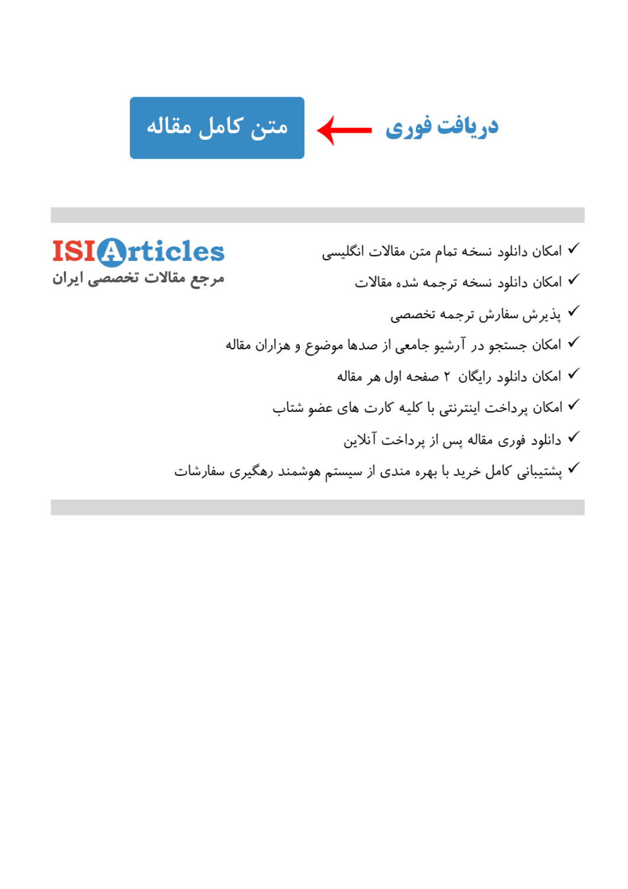دریافت فوری ← **متن کامل مقاله**

**ISIArticles**
مرجع مقالات تخصصی ایران

- ✓ امکان دانلود نسخه تمام متن مقالات انگلیسی
- ✓ امکان دانلود نسخه ترجمه شده مقالات
- ✓ پذیرش سفارش ترجمه تخصصی
- ✓ امکان جستجو در آرشیو جامعی از صدها موضوع و هزاران مقاله
- ✓ امکان دانلود رایگان ۲ صفحه اول هر مقاله
- ✓ امکان پرداخت اینترنتی با کلیه کارت های عضو شتاب
- ✓ دانلود فوری مقاله پس از پرداخت آنلاین
- ✓ پشتیبانی کامل خرید با بهره مندی از سیستم هوشمند رهگیری سفارشات